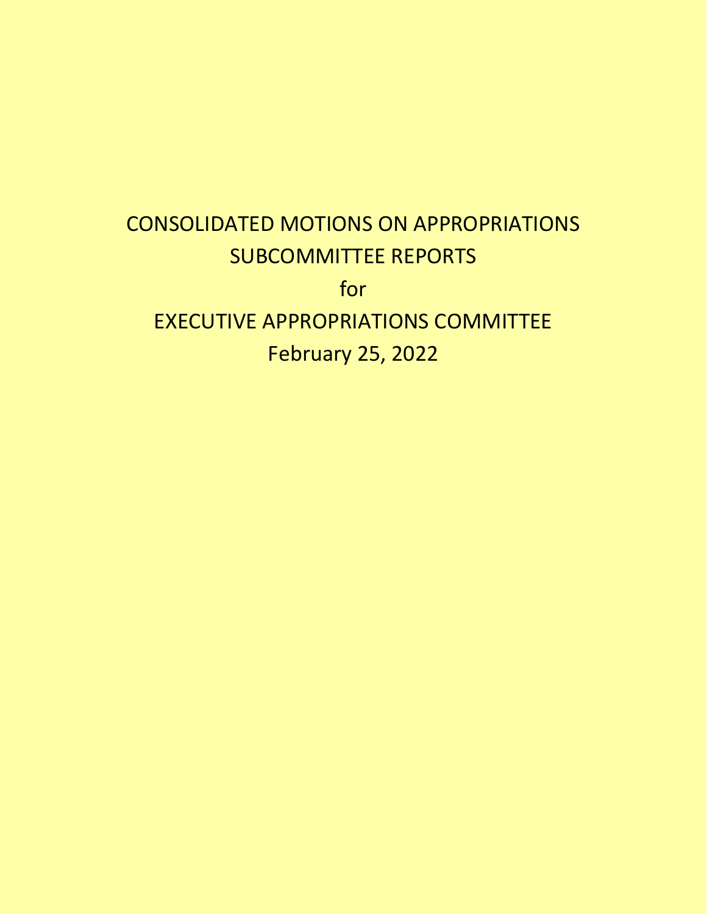# CONSOLIDATED MOTIONS ON APPROPRIATIONS SUBCOMMITTEE REPORTS

for

# EXECUTIVE APPROPRIATIONS COMMITTEE

February 25, 2022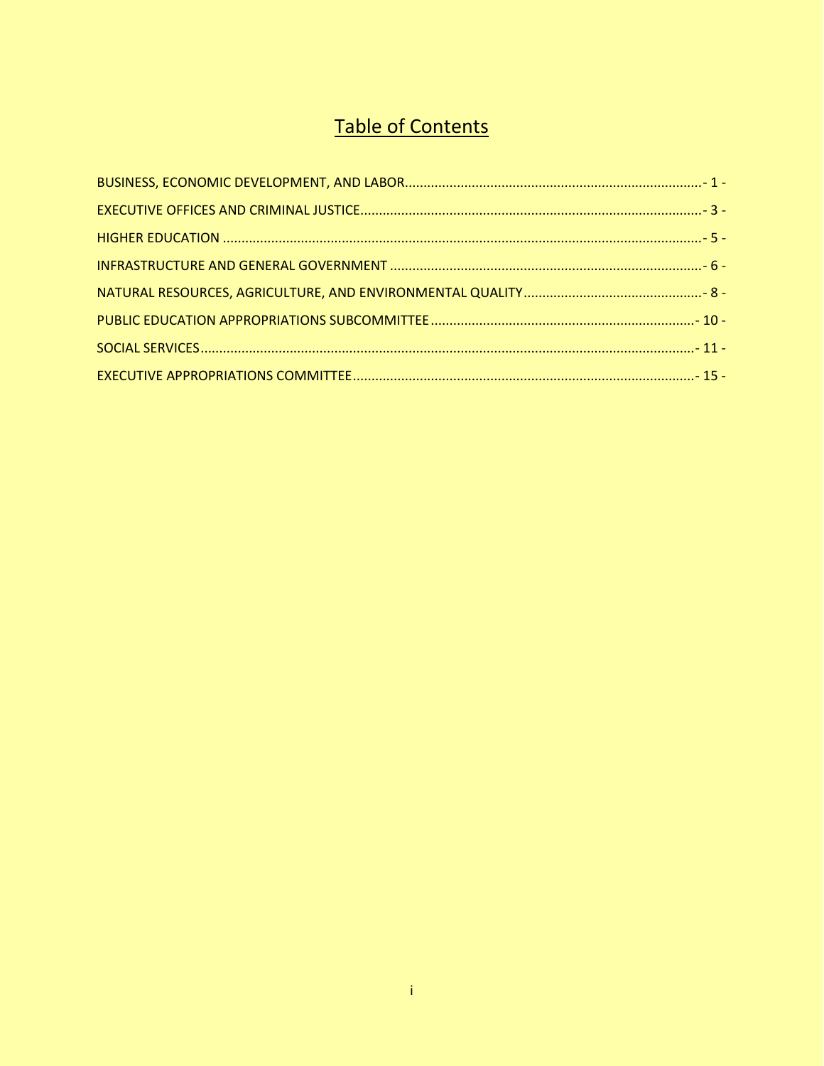# Table of Contents

BUSINESS, ECONOMIC DEVELOPMENT, AND LABOR....................- 1 -

EXECUTIVE OFFICES AND CRIMINAL JUSTICE....................- 3 -

HIGHER EDUCATION....................- 5 -

INFRASTRUCTURE AND GENERAL GOVERNMENT....................- 6 -

NATURAL RESOURCES, AGRICULTURE, AND ENVIRONMENTAL QUALITY....................- 8 -

PUBLIC EDUCATION APPROPRIATIONS SUBCOMMITTEE....................- 10 -

SOCIAL SERVICES....................- 11 -

EXECUTIVE APPROPRIATIONS COMMITTEE....................- 15 -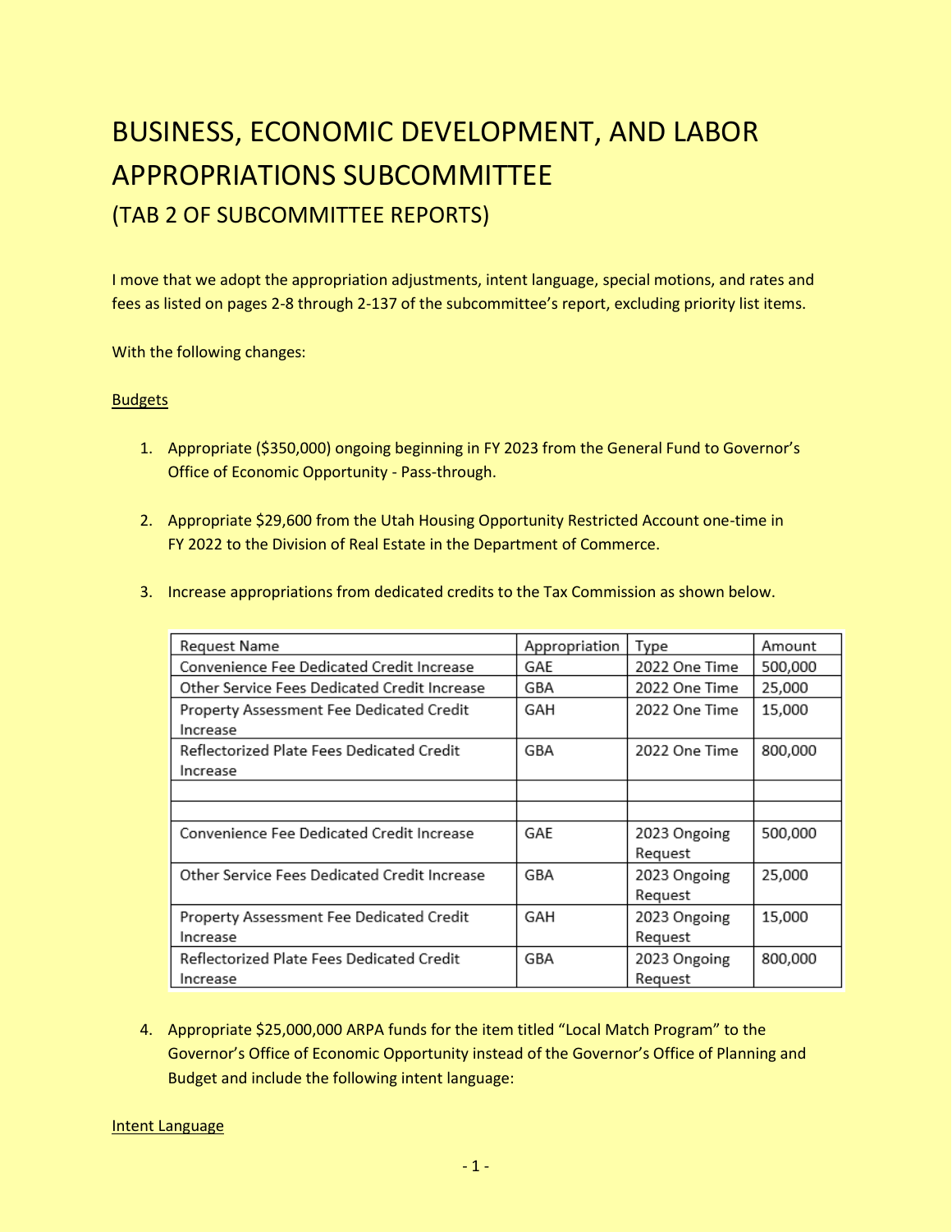# BUSINESS, ECONOMIC DEVELOPMENT, AND LABOR APPROPRIATIONS SUBCOMMITTEE

## (TAB 2 OF SUBCOMMITTEE REPORTS)

I move that we adopt the appropriation adjustments, intent language, special motions, and rates and fees as listed on pages 2-8 through 2-137 of the subcommittee's report, excluding priority list items.

With the following changes:

Budgets

1. Appropriate ($350,000) ongoing beginning in FY 2023 from the General Fund to Governor's Office of Economic Opportunity - Pass-through.

2. Appropriate $29,600 from the Utah Housing Opportunity Restricted Account one-time in FY 2022 to the Division of Real Estate in the Department of Commerce.

3. Increase appropriations from dedicated credits to the Tax Commission as shown below.

| Request Name | Appropriation | Type | Amount |
|---|---|---|---|
| Convenience Fee Dedicated Credit Increase | GAE | 2022 One Time | 500,000 |
| Other Service Fees Dedicated Credit Increase | GBA | 2022 One Time | 25,000 |
| Property Assessment Fee Dedicated Credit Increase | GAH | 2022 One Time | 15,000 |
| Reflectorized Plate Fees Dedicated Credit Increase | GBA | 2022 One Time | 800,000 |
| | | | |
| | | | |
| Convenience Fee Dedicated Credit Increase | GAE | 2023 Ongoing Request | 500,000 |
| Other Service Fees Dedicated Credit Increase | GBA | 2023 Ongoing Request | 25,000 |
| Property Assessment Fee Dedicated Credit Increase | GAH | 2023 Ongoing Request | 15,000 |
| Reflectorized Plate Fees Dedicated Credit Increase | GBA | 2023 Ongoing Request | 800,000 |

4. Appropriate $25,000,000 ARPA funds for the item titled "Local Match Program" to the Governor's Office of Economic Opportunity instead of the Governor's Office of Planning and Budget and include the following intent language:

Intent Language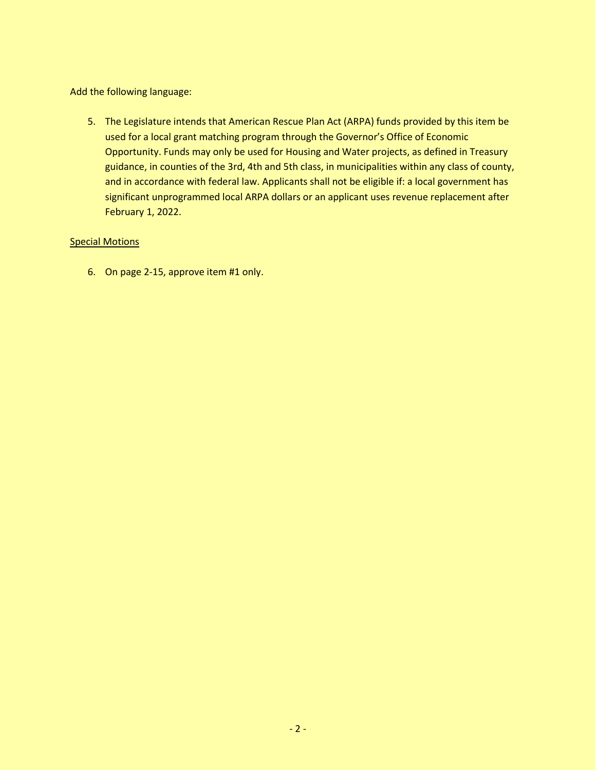Add the following language:

5. The Legislature intends that American Rescue Plan Act (ARPA) funds provided by this item be used for a local grant matching program through the Governor's Office of Economic Opportunity. Funds may only be used for Housing and Water projects, as defined in Treasury guidance, in counties of the 3rd, 4th and 5th class, in municipalities within any class of county, and in accordance with federal law. Applicants shall not be eligible if: a local government has significant unprogrammed local ARPA dollars or an applicant uses revenue replacement after February 1, 2022.

<u>Special Motions</u>

6. On page 2-15, approve item #1 only.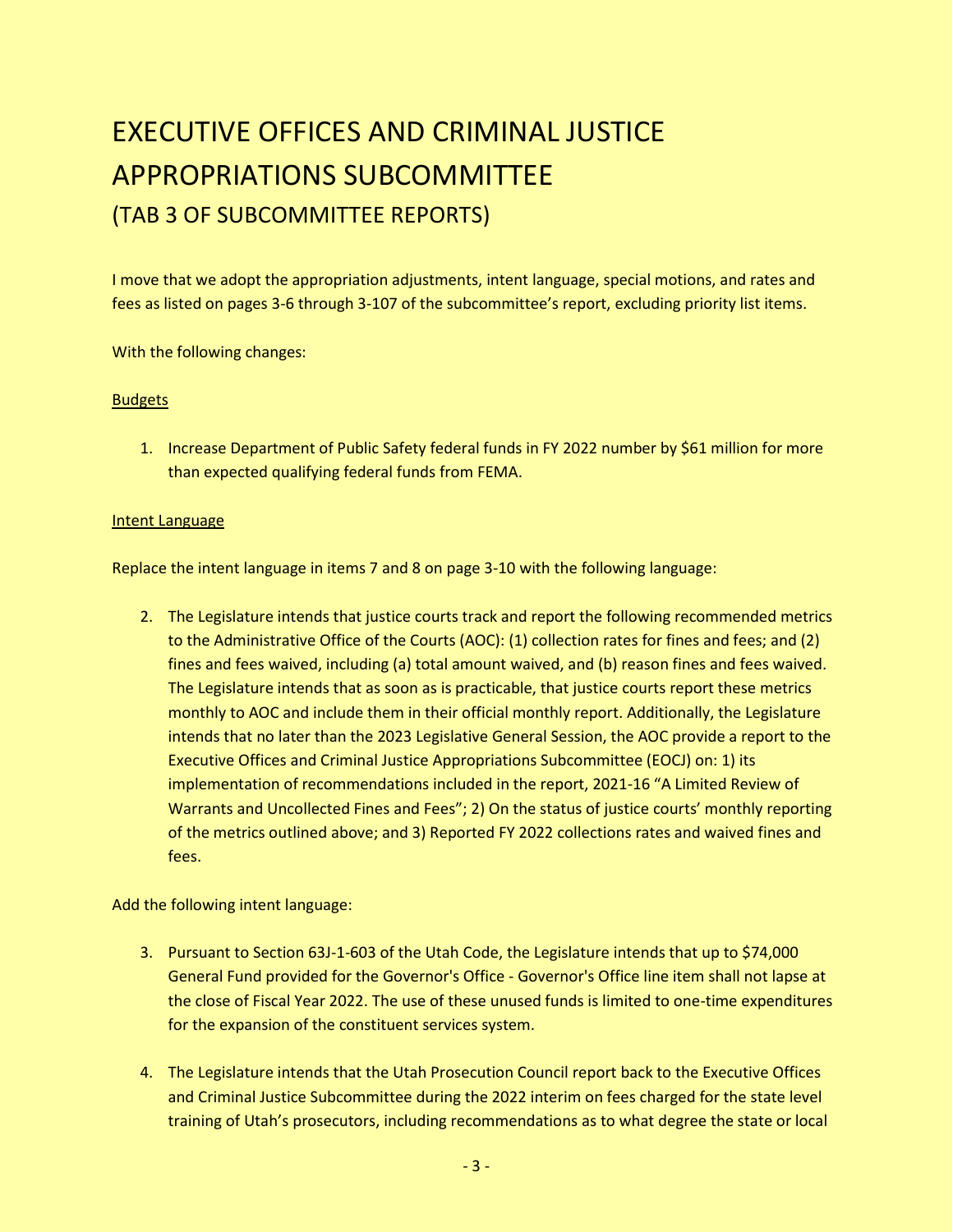# EXECUTIVE OFFICES AND CRIMINAL JUSTICE APPROPRIATIONS SUBCOMMITTEE

## (TAB 3 OF SUBCOMMITTEE REPORTS)

I move that we adopt the appropriation adjustments, intent language, special motions, and rates and fees as listed on pages 3-6 through 3-107 of the subcommittee's report, excluding priority list items.

With the following changes:

Budgets

1. Increase Department of Public Safety federal funds in FY 2022 number by $61 million for more than expected qualifying federal funds from FEMA.

Intent Language

Replace the intent language in items 7 and 8 on page 3-10 with the following language:

2. The Legislature intends that justice courts track and report the following recommended metrics to the Administrative Office of the Courts (AOC): (1) collection rates for fines and fees; and (2) fines and fees waived, including (a) total amount waived, and (b) reason fines and fees waived. The Legislature intends that as soon as is practicable, that justice courts report these metrics monthly to AOC and include them in their official monthly report. Additionally, the Legislature intends that no later than the 2023 Legislative General Session, the AOC provide a report to the Executive Offices and Criminal Justice Appropriations Subcommittee (EOCJ) on: 1) its implementation of recommendations included in the report, 2021-16 "A Limited Review of Warrants and Uncollected Fines and Fees"; 2) On the status of justice courts' monthly reporting of the metrics outlined above; and 3) Reported FY 2022 collections rates and waived fines and fees.

Add the following intent language:

3. Pursuant to Section 63J-1-603 of the Utah Code, the Legislature intends that up to $74,000 General Fund provided for the Governor's Office - Governor's Office line item shall not lapse at the close of Fiscal Year 2022. The use of these unused funds is limited to one-time expenditures for the expansion of the constituent services system.

4. The Legislature intends that the Utah Prosecution Council report back to the Executive Offices and Criminal Justice Subcommittee during the 2022 interim on fees charged for the state level training of Utah's prosecutors, including recommendations as to what degree the state or local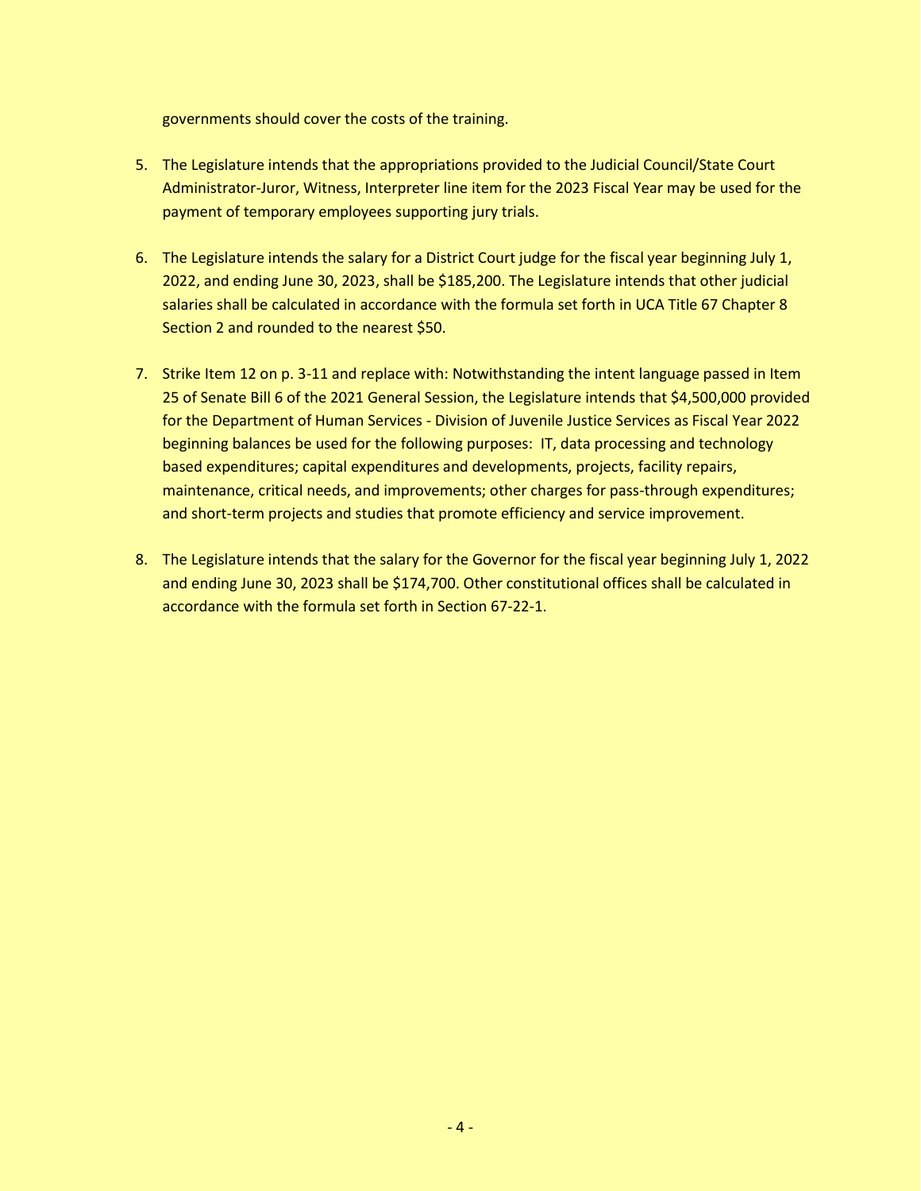governments should cover the costs of the training.

5. The Legislature intends that the appropriations provided to the Judicial Council/State Court Administrator-Juror, Witness, Interpreter line item for the 2023 Fiscal Year may be used for the payment of temporary employees supporting jury trials.

6. The Legislature intends the salary for a District Court judge for the fiscal year beginning July 1, 2022, and ending June 30, 2023, shall be $185,200. The Legislature intends that other judicial salaries shall be calculated in accordance with the formula set forth in UCA Title 67 Chapter 8 Section 2 and rounded to the nearest $50.

7. Strike Item 12 on p. 3-11 and replace with: Notwithstanding the intent language passed in Item 25 of Senate Bill 6 of the 2021 General Session, the Legislature intends that $4,500,000 provided for the Department of Human Services - Division of Juvenile Justice Services as Fiscal Year 2022 beginning balances be used for the following purposes: IT, data processing and technology based expenditures; capital expenditures and developments, projects, facility repairs, maintenance, critical needs, and improvements; other charges for pass-through expenditures; and short-term projects and studies that promote efficiency and service improvement.

8. The Legislature intends that the salary for the Governor for the fiscal year beginning July 1, 2022 and ending June 30, 2023 shall be $174,700. Other constitutional offices shall be calculated in accordance with the formula set forth in Section 67-22-1.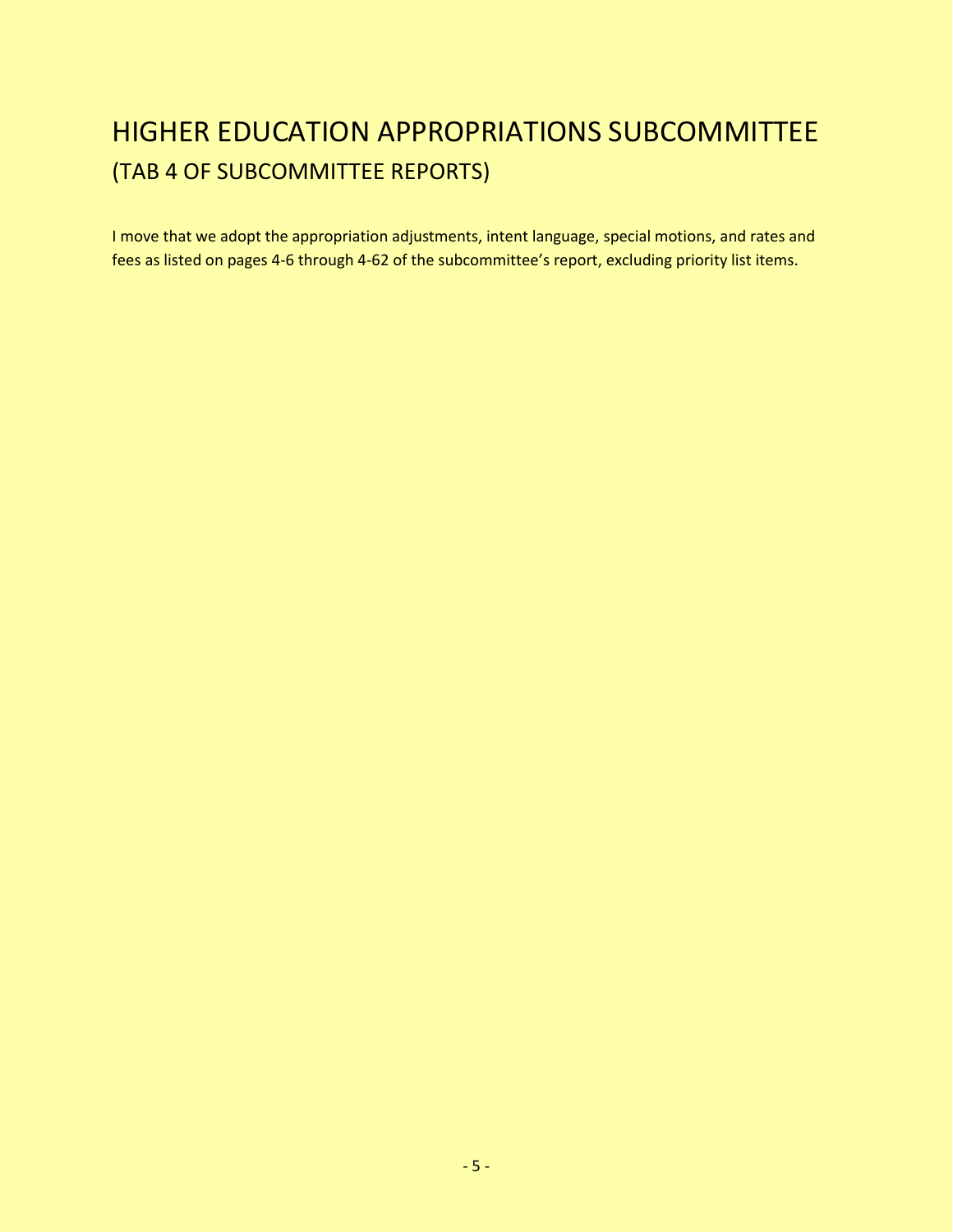# HIGHER EDUCATION APPROPRIATIONS SUBCOMMITTEE
## (TAB 4 OF SUBCOMMITTEE REPORTS)

I move that we adopt the appropriation adjustments, intent language, special motions, and rates and fees as listed on pages 4-6 through 4-62 of the subcommittee's report, excluding priority list items.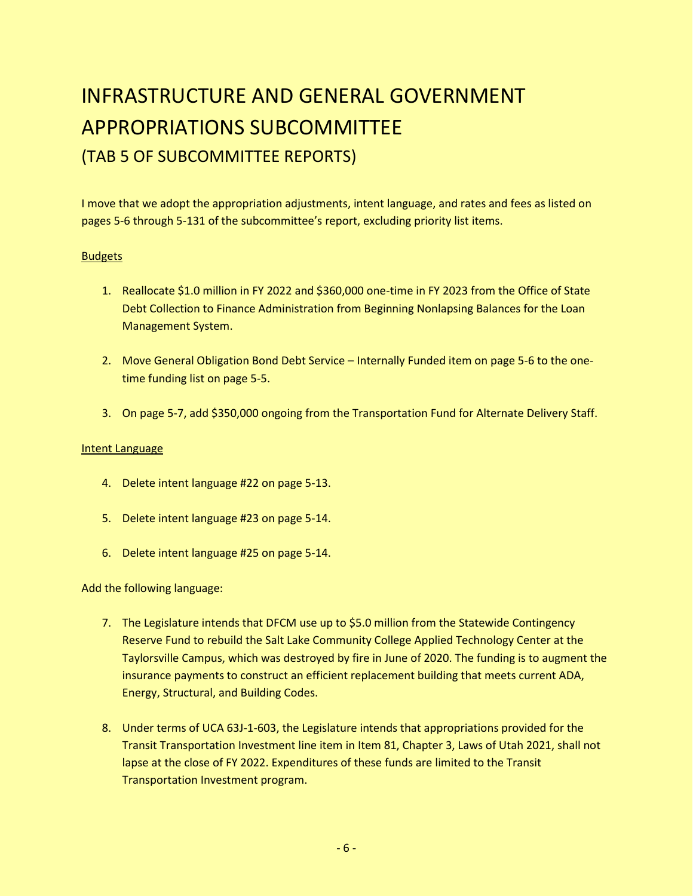# INFRASTRUCTURE AND GENERAL GOVERNMENT APPROPRIATIONS SUBCOMMITTEE

## (TAB 5 OF SUBCOMMITTEE REPORTS)

I move that we adopt the appropriation adjustments, intent language, and rates and fees as listed on pages 5-6 through 5-131 of the subcommittee's report, excluding priority list items.

Budgets

1. Reallocate $1.0 million in FY 2022 and $360,000 one-time in FY 2023 from the Office of State Debt Collection to Finance Administration from Beginning Nonlapsing Balances for the Loan Management System.

2. Move General Obligation Bond Debt Service – Internally Funded item on page 5-6 to the one-time funding list on page 5-5.

3. On page 5-7, add $350,000 ongoing from the Transportation Fund for Alternate Delivery Staff.

Intent Language

4. Delete intent language #22 on page 5-13.

5. Delete intent language #23 on page 5-14.

6. Delete intent language #25 on page 5-14.

Add the following language:

7. The Legislature intends that DFCM use up to $5.0 million from the Statewide Contingency Reserve Fund to rebuild the Salt Lake Community College Applied Technology Center at the Taylorsville Campus, which was destroyed by fire in June of 2020. The funding is to augment the insurance payments to construct an efficient replacement building that meets current ADA, Energy, Structural, and Building Codes.

8. Under terms of UCA 63J-1-603, the Legislature intends that appropriations provided for the Transit Transportation Investment line item in Item 81, Chapter 3, Laws of Utah 2021, shall not lapse at the close of FY 2022. Expenditures of these funds are limited to the Transit Transportation Investment program.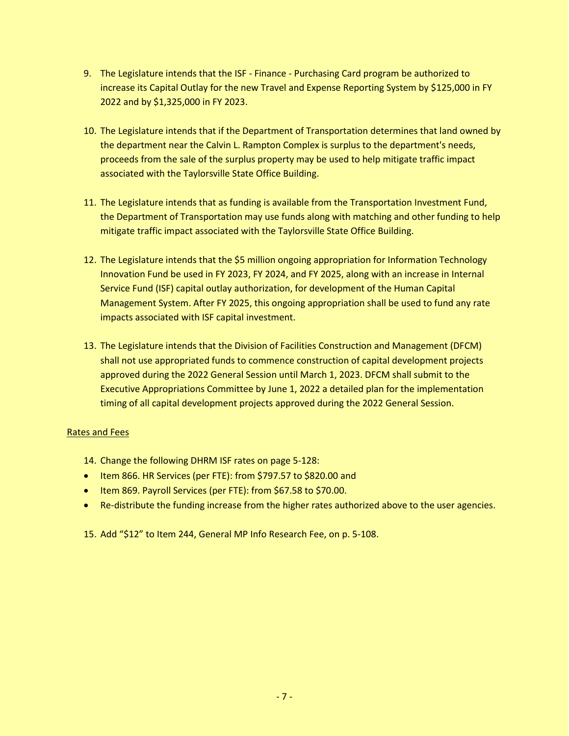9. The Legislature intends that the ISF - Finance - Purchasing Card program be authorized to increase its Capital Outlay for the new Travel and Expense Reporting System by $125,000 in FY 2022 and by $1,325,000 in FY 2023.

10. The Legislature intends that if the Department of Transportation determines that land owned by the department near the Calvin L. Rampton Complex is surplus to the department's needs, proceeds from the sale of the surplus property may be used to help mitigate traffic impact associated with the Taylorsville State Office Building.

11. The Legislature intends that as funding is available from the Transportation Investment Fund, the Department of Transportation may use funds along with matching and other funding to help mitigate traffic impact associated with the Taylorsville State Office Building.

12. The Legislature intends that the $5 million ongoing appropriation for Information Technology Innovation Fund be used in FY 2023, FY 2024, and FY 2025, along with an increase in Internal Service Fund (ISF) capital outlay authorization, for development of the Human Capital Management System. After FY 2025, this ongoing appropriation shall be used to fund any rate impacts associated with ISF capital investment.

13. The Legislature intends that the Division of Facilities Construction and Management (DFCM) shall not use appropriated funds to commence construction of capital development projects approved during the 2022 General Session until March 1, 2023. DFCM shall submit to the Executive Appropriations Committee by June 1, 2022 a detailed plan for the implementation timing of all capital development projects approved during the 2022 General Session.

<u>Rates and Fees</u>

14. Change the following DHRM ISF rates on page 5-128:
   - Item 866. HR Services (per FTE): from $797.57 to $820.00 and
   - Item 869. Payroll Services (per FTE): from $67.58 to $70.00.
   - Re-distribute the funding increase from the higher rates authorized above to the user agencies.

15. Add “$12” to Item 244, General MP Info Research Fee, on p. 5-108.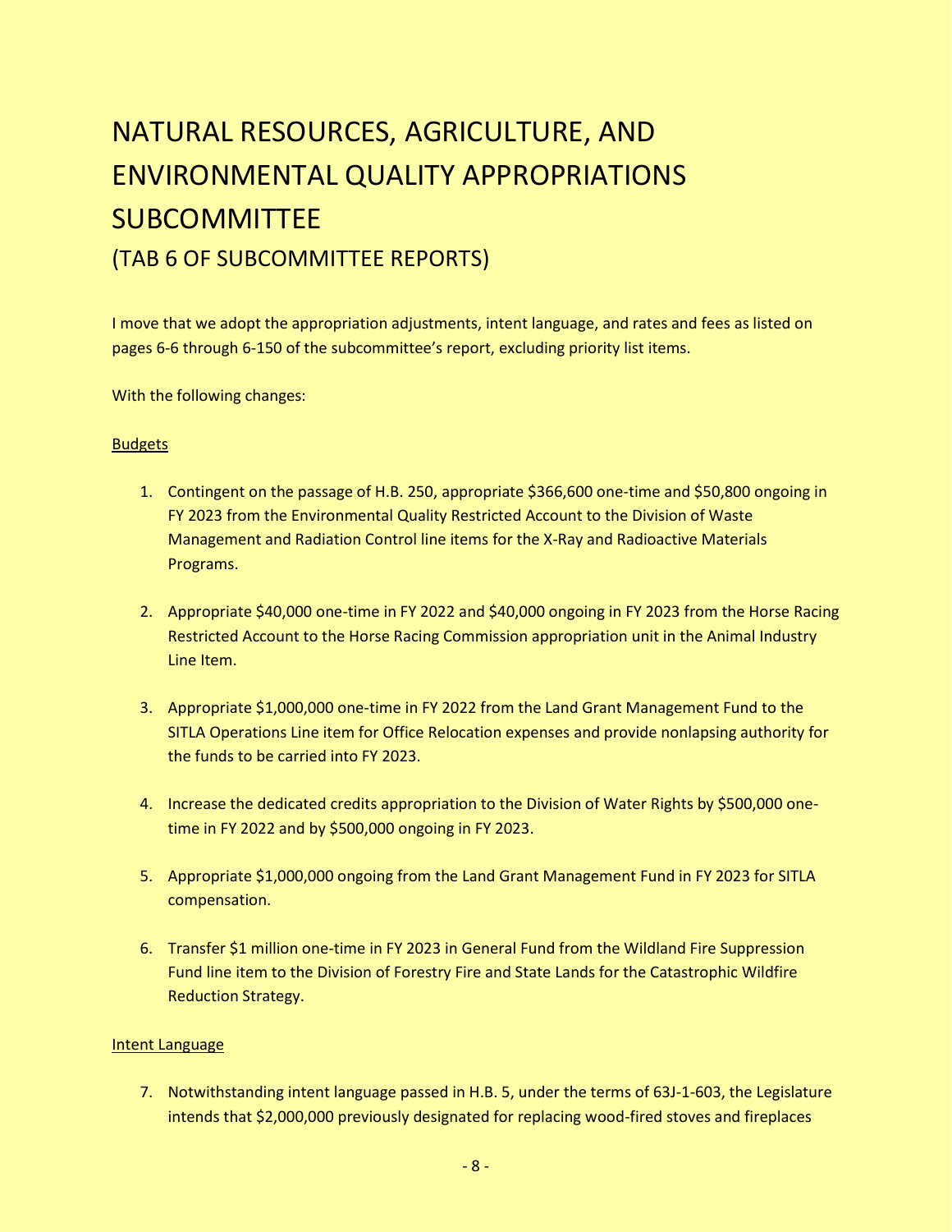# NATURAL RESOURCES, AGRICULTURE, AND ENVIRONMENTAL QUALITY APPROPRIATIONS SUBCOMMITTEE

## (TAB 6 OF SUBCOMMITTEE REPORTS)

I move that we adopt the appropriation adjustments, intent language, and rates and fees as listed on pages 6-6 through 6-150 of the subcommittee's report, excluding priority list items.

With the following changes:

<u>Budgets</u>

1. Contingent on the passage of H.B. 250, appropriate $366,600 one-time and $50,800 ongoing in FY 2023 from the Environmental Quality Restricted Account to the Division of Waste Management and Radiation Control line items for the X-Ray and Radioactive Materials Programs.

2. Appropriate $40,000 one-time in FY 2022 and $40,000 ongoing in FY 2023 from the Horse Racing Restricted Account to the Horse Racing Commission appropriation unit in the Animal Industry Line Item.

3. Appropriate $1,000,000 one-time in FY 2022 from the Land Grant Management Fund to the SITLA Operations Line item for Office Relocation expenses and provide nonlapsing authority for the funds to be carried into FY 2023.

4. Increase the dedicated credits appropriation to the Division of Water Rights by $500,000 one-time in FY 2022 and by $500,000 ongoing in FY 2023.

5. Appropriate $1,000,000 ongoing from the Land Grant Management Fund in FY 2023 for SITLA compensation.

6. Transfer $1 million one-time in FY 2023 in General Fund from the Wildland Fire Suppression Fund line item to the Division of Forestry Fire and State Lands for the Catastrophic Wildfire Reduction Strategy.

<u>Intent Language</u>

7. Notwithstanding intent language passed in H.B. 5, under the terms of 63J-1-603, the Legislature intends that $2,000,000 previously designated for replacing wood-fired stoves and fireplaces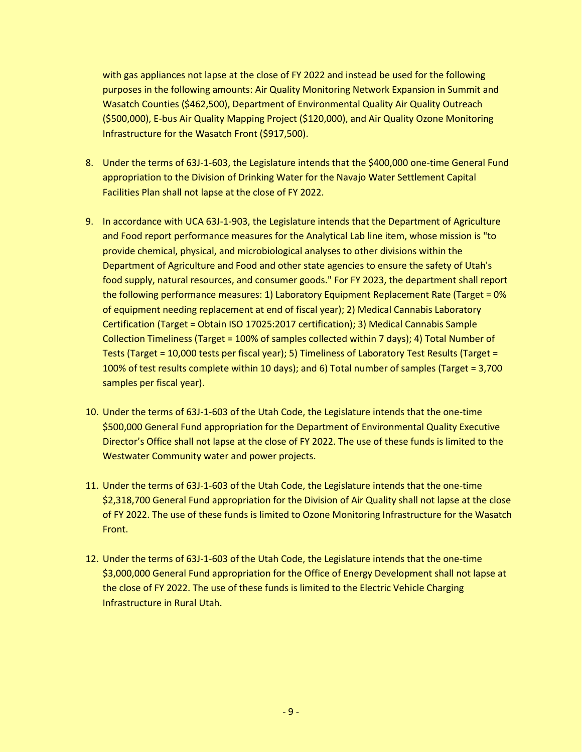with gas appliances not lapse at the close of FY 2022 and instead be used for the following purposes in the following amounts: Air Quality Monitoring Network Expansion in Summit and Wasatch Counties ($462,500), Department of Environmental Quality Air Quality Outreach ($500,000), E-bus Air Quality Mapping Project ($120,000), and Air Quality Ozone Monitoring Infrastructure for the Wasatch Front ($917,500).

8. Under the terms of 63J-1-603, the Legislature intends that the $400,000 one-time General Fund appropriation to the Division of Drinking Water for the Navajo Water Settlement Capital Facilities Plan shall not lapse at the close of FY 2022.

9. In accordance with UCA 63J-1-903, the Legislature intends that the Department of Agriculture and Food report performance measures for the Analytical Lab line item, whose mission is "to provide chemical, physical, and microbiological analyses to other divisions within the Department of Agriculture and Food and other state agencies to ensure the safety of Utah's food supply, natural resources, and consumer goods." For FY 2023, the department shall report the following performance measures: 1) Laboratory Equipment Replacement Rate (Target = 0% of equipment needing replacement at end of fiscal year); 2) Medical Cannabis Laboratory Certification (Target = Obtain ISO 17025:2017 certification); 3) Medical Cannabis Sample Collection Timeliness (Target = 100% of samples collected within 7 days); 4) Total Number of Tests (Target = 10,000 tests per fiscal year); 5) Timeliness of Laboratory Test Results (Target = 100% of test results complete within 10 days); and 6) Total number of samples (Target = 3,700 samples per fiscal year).

10. Under the terms of 63J-1-603 of the Utah Code, the Legislature intends that the one-time $500,000 General Fund appropriation for the Department of Environmental Quality Executive Director's Office shall not lapse at the close of FY 2022. The use of these funds is limited to the Westwater Community water and power projects.

11. Under the terms of 63J-1-603 of the Utah Code, the Legislature intends that the one-time $2,318,700 General Fund appropriation for the Division of Air Quality shall not lapse at the close of FY 2022. The use of these funds is limited to Ozone Monitoring Infrastructure for the Wasatch Front.

12. Under the terms of 63J-1-603 of the Utah Code, the Legislature intends that the one-time $3,000,000 General Fund appropriation for the Office of Energy Development shall not lapse at the close of FY 2022. The use of these funds is limited to the Electric Vehicle Charging Infrastructure in Rural Utah.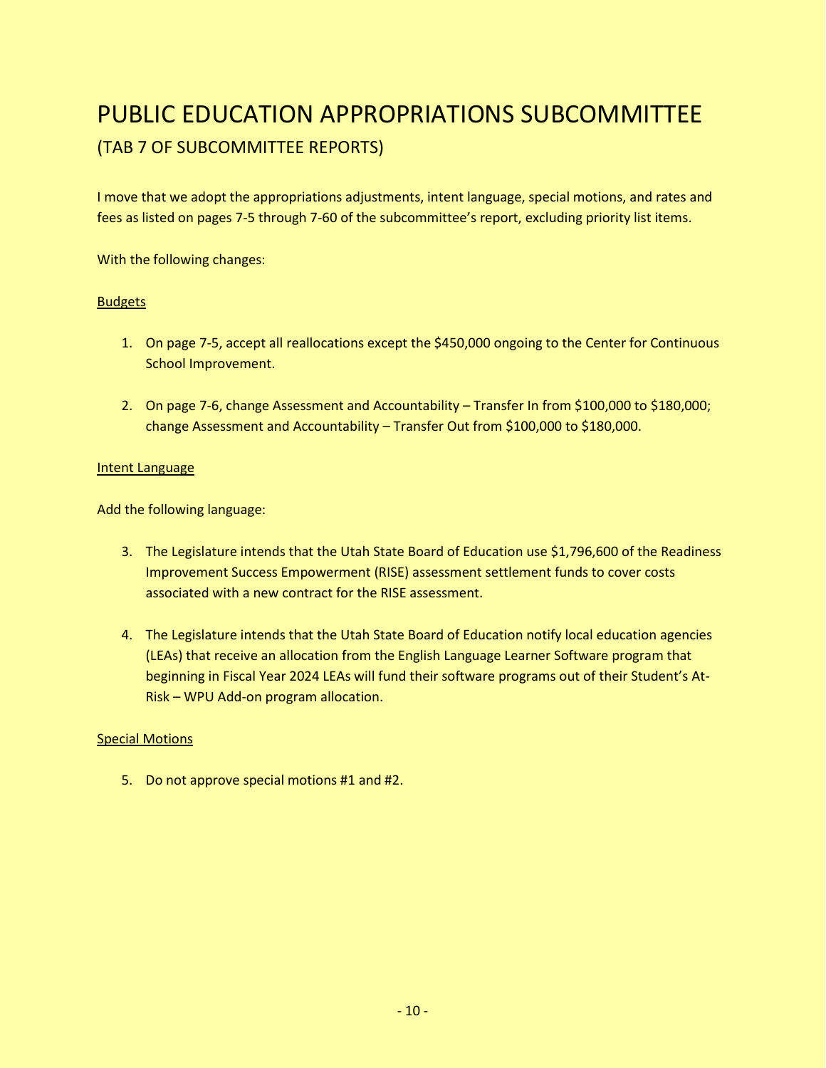# PUBLIC EDUCATION APPROPRIATIONS SUBCOMMITTEE

## (TAB 7 OF SUBCOMMITTEE REPORTS)

I move that we adopt the appropriations adjustments, intent language, special motions, and rates and fees as listed on pages 7-5 through 7-60 of the subcommittee's report, excluding priority list items.

With the following changes:

<u>Budgets</u>

1. On page 7-5, accept all reallocations except the $450,000 ongoing to the Center for Continuous School Improvement.

2. On page 7-6, change Assessment and Accountability – Transfer In from $100,000 to $180,000; change Assessment and Accountability – Transfer Out from $100,000 to $180,000.

<u>Intent Language</u>

Add the following language:

3. The Legislature intends that the Utah State Board of Education use $1,796,600 of the Readiness Improvement Success Empowerment (RISE) assessment settlement funds to cover costs associated with a new contract for the RISE assessment.

4. The Legislature intends that the Utah State Board of Education notify local education agencies (LEAs) that receive an allocation from the English Language Learner Software program that beginning in Fiscal Year 2024 LEAs will fund their software programs out of their Student's At-Risk – WPU Add-on program allocation.

<u>Special Motions</u>

5. Do not approve special motions #1 and #2.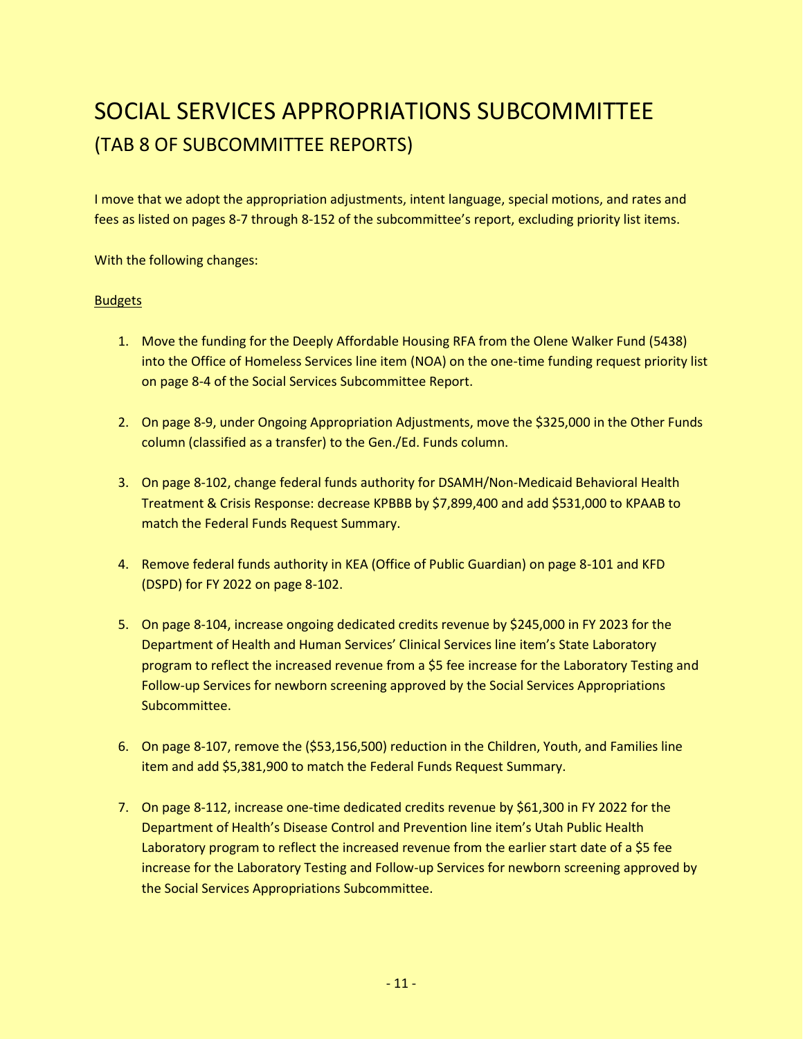# SOCIAL SERVICES APPROPRIATIONS SUBCOMMITTEE

## (TAB 8 OF SUBCOMMITTEE REPORTS)

I move that we adopt the appropriation adjustments, intent language, special motions, and rates and fees as listed on pages 8-7 through 8-152 of the subcommittee's report, excluding priority list items.

With the following changes:

Budgets

1. Move the funding for the Deeply Affordable Housing RFA from the Olene Walker Fund (5438) into the Office of Homeless Services line item (NOA) on the one-time funding request priority list on page 8-4 of the Social Services Subcommittee Report.

2. On page 8-9, under Ongoing Appropriation Adjustments, move the $325,000 in the Other Funds column (classified as a transfer) to the Gen./Ed. Funds column.

3. On page 8-102, change federal funds authority for DSAMH/Non-Medicaid Behavioral Health Treatment & Crisis Response: decrease KPBBB by $7,899,400 and add $531,000 to KPAAB to match the Federal Funds Request Summary.

4. Remove federal funds authority in KEA (Office of Public Guardian) on page 8-101 and KFD (DSPD) for FY 2022 on page 8-102.

5. On page 8-104, increase ongoing dedicated credits revenue by $245,000 in FY 2023 for the Department of Health and Human Services' Clinical Services line item's State Laboratory program to reflect the increased revenue from a $5 fee increase for the Laboratory Testing and Follow-up Services for newborn screening approved by the Social Services Appropriations Subcommittee.

6. On page 8-107, remove the ($53,156,500) reduction in the Children, Youth, and Families line item and add $5,381,900 to match the Federal Funds Request Summary.

7. On page 8-112, increase one-time dedicated credits revenue by $61,300 in FY 2022 for the Department of Health's Disease Control and Prevention line item's Utah Public Health Laboratory program to reflect the increased revenue from the earlier start date of a $5 fee increase for the Laboratory Testing and Follow-up Services for newborn screening approved by the Social Services Appropriations Subcommittee.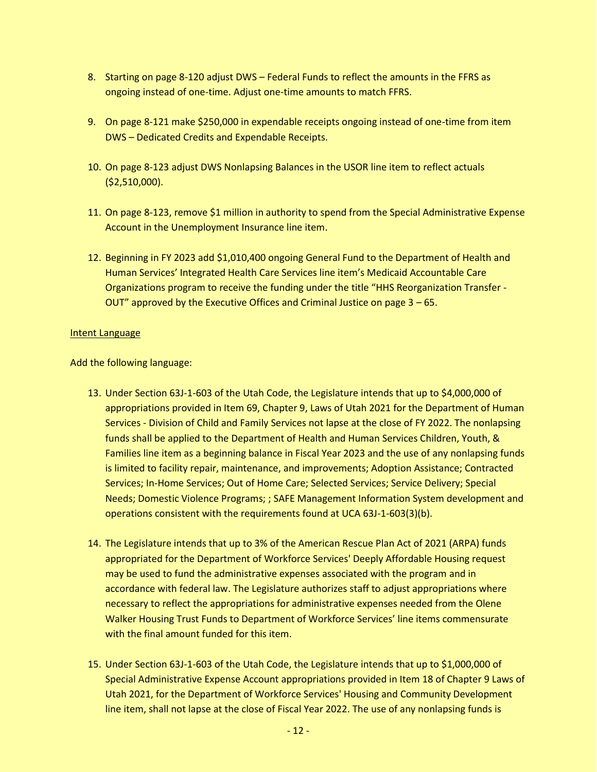8. Starting on page 8-120 adjust DWS – Federal Funds to reflect the amounts in the FFRS as ongoing instead of one-time. Adjust one-time amounts to match FFRS.

9. On page 8-121 make $250,000 in expendable receipts ongoing instead of one-time from item DWS – Dedicated Credits and Expendable Receipts.

10. On page 8-123 adjust DWS Nonlapsing Balances in the USOR line item to reflect actuals ($2,510,000).

11. On page 8-123, remove $1 million in authority to spend from the Special Administrative Expense Account in the Unemployment Insurance line item.

12. Beginning in FY 2023 add $1,010,400 ongoing General Fund to the Department of Health and Human Services' Integrated Health Care Services line item's Medicaid Accountable Care Organizations program to receive the funding under the title "HHS Reorganization Transfer - OUT" approved by the Executive Offices and Criminal Justice on page 3 – 65.

<u>Intent Language</u>

Add the following language:

13. Under Section 63J-1-603 of the Utah Code, the Legislature intends that up to $4,000,000 of appropriations provided in Item 69, Chapter 9, Laws of Utah 2021 for the Department of Human Services - Division of Child and Family Services not lapse at the close of FY 2022. The nonlapsing funds shall be applied to the Department of Health and Human Services Children, Youth, & Families line item as a beginning balance in Fiscal Year 2023 and the use of any nonlapsing funds is limited to facility repair, maintenance, and improvements; Adoption Assistance; Contracted Services; In-Home Services; Out of Home Care; Selected Services; Service Delivery; Special Needs; Domestic Violence Programs; ; SAFE Management Information System development and operations consistent with the requirements found at UCA 63J-1-603(3)(b).

14. The Legislature intends that up to 3% of the American Rescue Plan Act of 2021 (ARPA) funds appropriated for the Department of Workforce Services' Deeply Affordable Housing request may be used to fund the administrative expenses associated with the program and in accordance with federal law. The Legislature authorizes staff to adjust appropriations where necessary to reflect the appropriations for administrative expenses needed from the Olene Walker Housing Trust Funds to Department of Workforce Services' line items commensurate with the final amount funded for this item.

15. Under Section 63J-1-603 of the Utah Code, the Legislature intends that up to $1,000,000 of Special Administrative Expense Account appropriations provided in Item 18 of Chapter 9 Laws of Utah 2021, for the Department of Workforce Services' Housing and Community Development line item, shall not lapse at the close of Fiscal Year 2022. The use of any nonlapsing funds is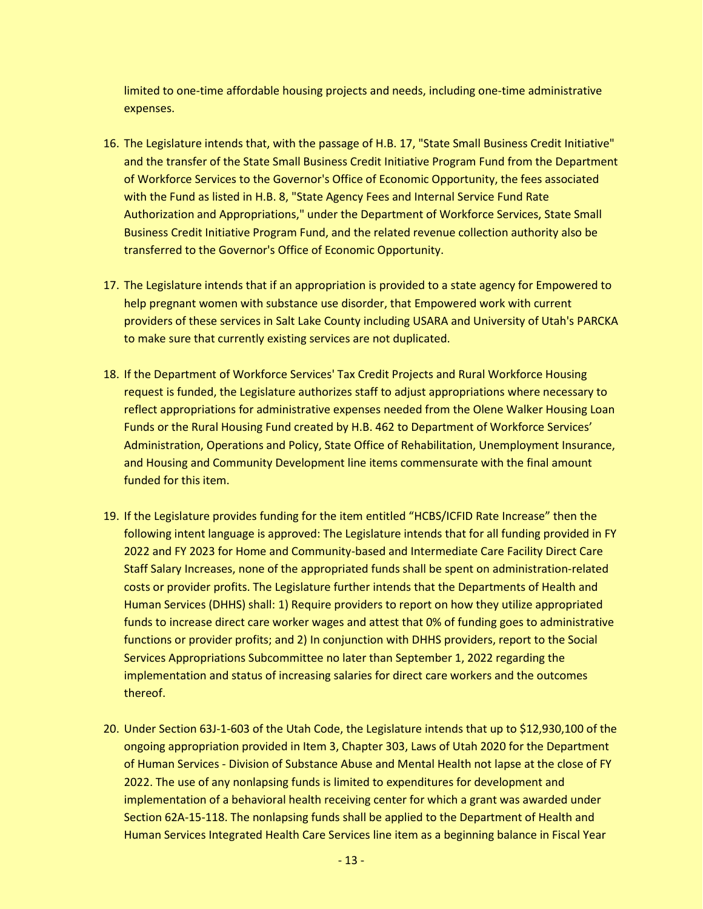limited to one-time affordable housing projects and needs, including one-time administrative expenses.

16. The Legislature intends that, with the passage of H.B. 17, "State Small Business Credit Initiative" and the transfer of the State Small Business Credit Initiative Program Fund from the Department of Workforce Services to the Governor's Office of Economic Opportunity, the fees associated with the Fund as listed in H.B. 8, "State Agency Fees and Internal Service Fund Rate Authorization and Appropriations," under the Department of Workforce Services, State Small Business Credit Initiative Program Fund, and the related revenue collection authority also be transferred to the Governor's Office of Economic Opportunity.

17. The Legislature intends that if an appropriation is provided to a state agency for Empowered to help pregnant women with substance use disorder, that Empowered work with current providers of these services in Salt Lake County including USARA and University of Utah's PARCKA to make sure that currently existing services are not duplicated.

18. If the Department of Workforce Services' Tax Credit Projects and Rural Workforce Housing request is funded, the Legislature authorizes staff to adjust appropriations where necessary to reflect appropriations for administrative expenses needed from the Olene Walker Housing Loan Funds or the Rural Housing Fund created by H.B. 462 to Department of Workforce Services' Administration, Operations and Policy, State Office of Rehabilitation, Unemployment Insurance, and Housing and Community Development line items commensurate with the final amount funded for this item.

19. If the Legislature provides funding for the item entitled "HCBS/ICFID Rate Increase" then the following intent language is approved: The Legislature intends that for all funding provided in FY 2022 and FY 2023 for Home and Community-based and Intermediate Care Facility Direct Care Staff Salary Increases, none of the appropriated funds shall be spent on administration-related costs or provider profits. The Legislature further intends that the Departments of Health and Human Services (DHHS) shall: 1) Require providers to report on how they utilize appropriated funds to increase direct care worker wages and attest that 0% of funding goes to administrative functions or provider profits; and 2) In conjunction with DHHS providers, report to the Social Services Appropriations Subcommittee no later than September 1, 2022 regarding the implementation and status of increasing salaries for direct care workers and the outcomes thereof.

20. Under Section 63J-1-603 of the Utah Code, the Legislature intends that up to $12,930,100 of the ongoing appropriation provided in Item 3, Chapter 303, Laws of Utah 2020 for the Department of Human Services - Division of Substance Abuse and Mental Health not lapse at the close of FY 2022. The use of any nonlapsing funds is limited to expenditures for development and implementation of a behavioral health receiving center for which a grant was awarded under Section 62A-15-118. The nonlapsing funds shall be applied to the Department of Health and Human Services Integrated Health Care Services line item as a beginning balance in Fiscal Year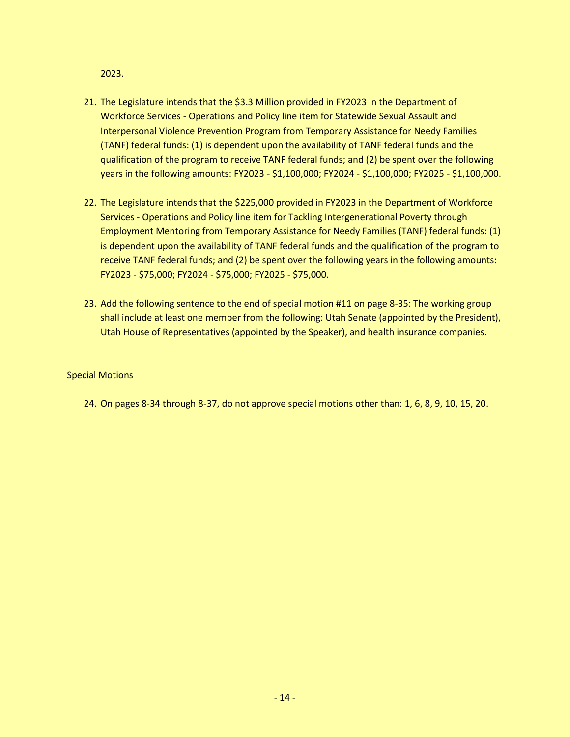2023.

21. The Legislature intends that the $3.3 Million provided in FY2023 in the Department of Workforce Services - Operations and Policy line item for Statewide Sexual Assault and Interpersonal Violence Prevention Program from Temporary Assistance for Needy Families (TANF) federal funds: (1) is dependent upon the availability of TANF federal funds and the qualification of the program to receive TANF federal funds; and (2) be spent over the following years in the following amounts: FY2023 - $1,100,000; FY2024 - $1,100,000; FY2025 - $1,100,000.

22. The Legislature intends that the $225,000 provided in FY2023 in the Department of Workforce Services - Operations and Policy line item for Tackling Intergenerational Poverty through Employment Mentoring from Temporary Assistance for Needy Families (TANF) federal funds: (1) is dependent upon the availability of TANF federal funds and the qualification of the program to receive TANF federal funds; and (2) be spent over the following years in the following amounts: FY2023 - $75,000; FY2024 - $75,000; FY2025 - $75,000.

23. Add the following sentence to the end of special motion #11 on page 8-35: The working group shall include at least one member from the following: Utah Senate (appointed by the President), Utah House of Representatives (appointed by the Speaker), and health insurance companies.

<u>Special Motions</u>

24. On pages 8-34 through 8-37, do not approve special motions other than: 1, 6, 8, 9, 10, 15, 20.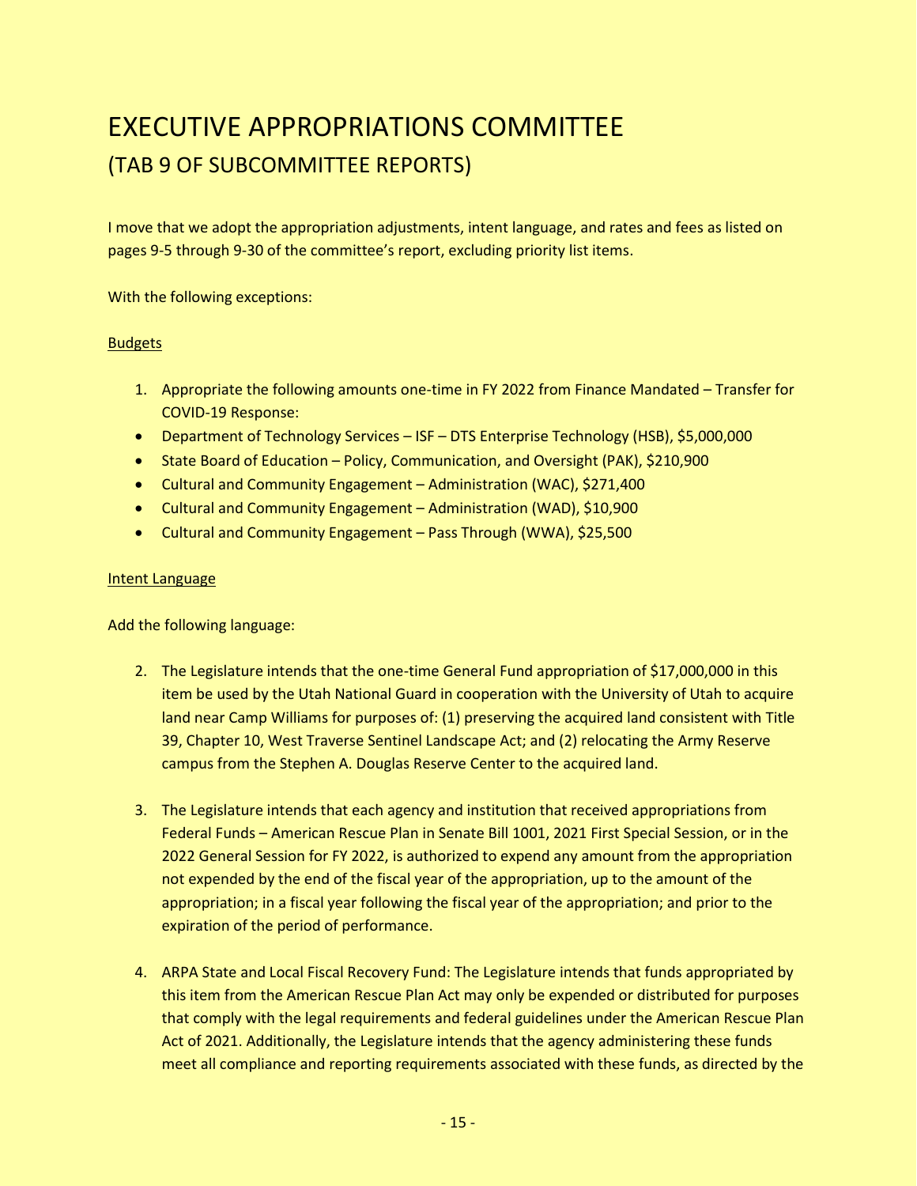# EXECUTIVE APPROPRIATIONS COMMITTEE

## (TAB 9 OF SUBCOMMITTEE REPORTS)

I move that we adopt the appropriation adjustments, intent language, and rates and fees as listed on pages 9-5 through 9-30 of the committee's report, excluding priority list items.

With the following exceptions:

<u>Budgets</u>

1. Appropriate the following amounts one-time in FY 2022 from Finance Mandated – Transfer for COVID-19 Response:

- Department of Technology Services – ISF – DTS Enterprise Technology (HSB), $5,000,000
- State Board of Education – Policy, Communication, and Oversight (PAK), $210,900
- Cultural and Community Engagement – Administration (WAC), $271,400
- Cultural and Community Engagement – Administration (WAD), $10,900
- Cultural and Community Engagement – Pass Through (WWA), $25,500

<u>Intent Language</u>

Add the following language:

2. The Legislature intends that the one-time General Fund appropriation of $17,000,000 in this item be used by the Utah National Guard in cooperation with the University of Utah to acquire land near Camp Williams for purposes of: (1) preserving the acquired land consistent with Title 39, Chapter 10, West Traverse Sentinel Landscape Act; and (2) relocating the Army Reserve campus from the Stephen A. Douglas Reserve Center to the acquired land.

3. The Legislature intends that each agency and institution that received appropriations from Federal Funds – American Rescue Plan in Senate Bill 1001, 2021 First Special Session, or in the 2022 General Session for FY 2022, is authorized to expend any amount from the appropriation not expended by the end of the fiscal year of the appropriation, up to the amount of the appropriation; in a fiscal year following the fiscal year of the appropriation; and prior to the expiration of the period of performance.

4. ARPA State and Local Fiscal Recovery Fund: The Legislature intends that funds appropriated by this item from the American Rescue Plan Act may only be expended or distributed for purposes that comply with the legal requirements and federal guidelines under the American Rescue Plan Act of 2021. Additionally, the Legislature intends that the agency administering these funds meet all compliance and reporting requirements associated with these funds, as directed by the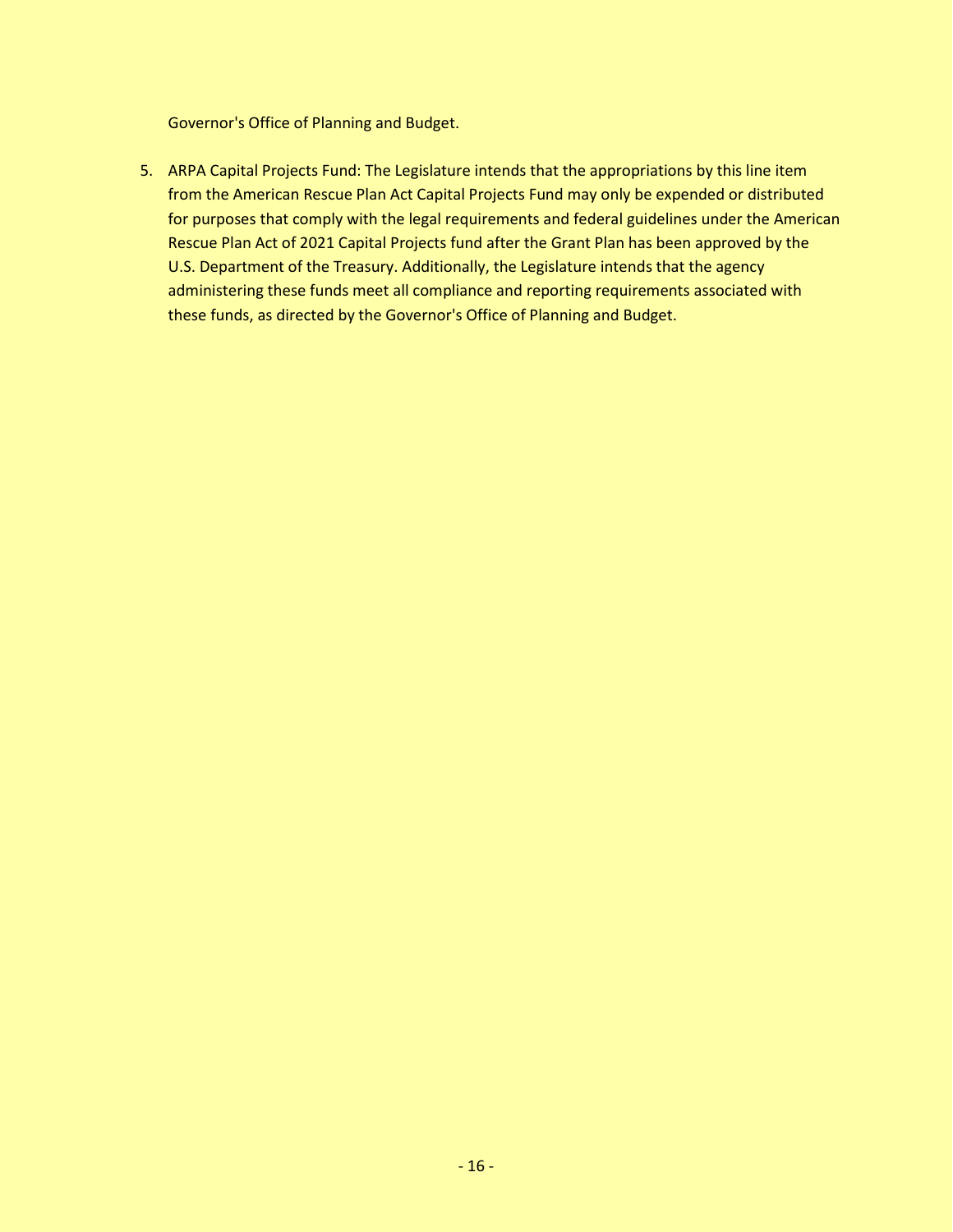Governor's Office of Planning and Budget.

5. ARPA Capital Projects Fund: The Legislature intends that the appropriations by this line item from the American Rescue Plan Act Capital Projects Fund may only be expended or distributed for purposes that comply with the legal requirements and federal guidelines under the American Rescue Plan Act of 2021 Capital Projects fund after the Grant Plan has been approved by the U.S. Department of the Treasury. Additionally, the Legislature intends that the agency administering these funds meet all compliance and reporting requirements associated with these funds, as directed by the Governor's Office of Planning and Budget.